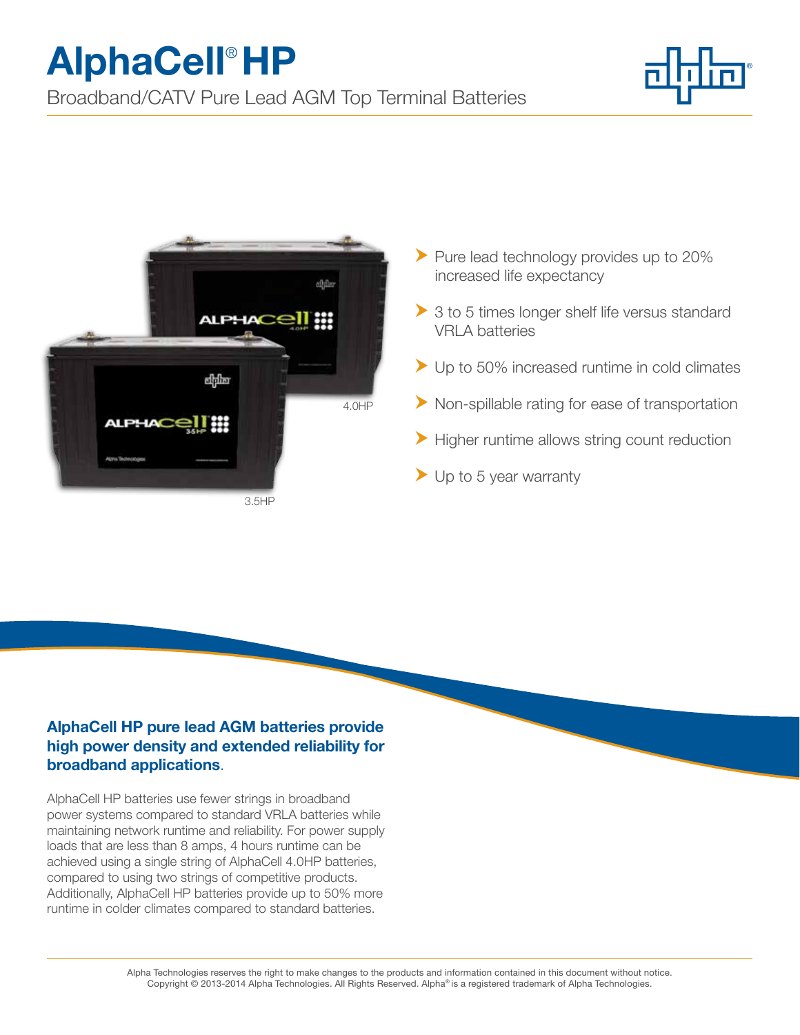# AlphaCell® HP

Broadband/CATV Pure Lead AGM Top Terminal Batteries

4.0HP

3.5HP

- Pure lead technology provides up to 20% increased life expectancy
- 3 to 5 times longer shelf life versus standard VRLA batteries
- Up to 50% increased runtime in cold climates
- Non-spillable rating for ease of transportation
- Higher runtime allows string count reduction
- Up to 5 year warranty

## AlphaCell HP pure lead AGM batteries provide high power density and extended reliability for broadband applications.

AlphaCell HP batteries use fewer strings in broadband power systems compared to standard VRLA batteries while maintaining network runtime and reliability. For power supply loads that are less than 8 amps, 4 hours runtime can be achieved using a single string of AlphaCell 4.0HP batteries, compared to using two strings of competitive products. Additionally, AlphaCell HP batteries provide up to 50% more runtime in colder climates compared to standard batteries.

Alpha Technologies reserves the right to make changes to the products and information contained in this document without notice.
Copyright © 2013-2014 Alpha Technologies. All Rights Reserved. Alpha® is a registered trademark of Alpha Technologies.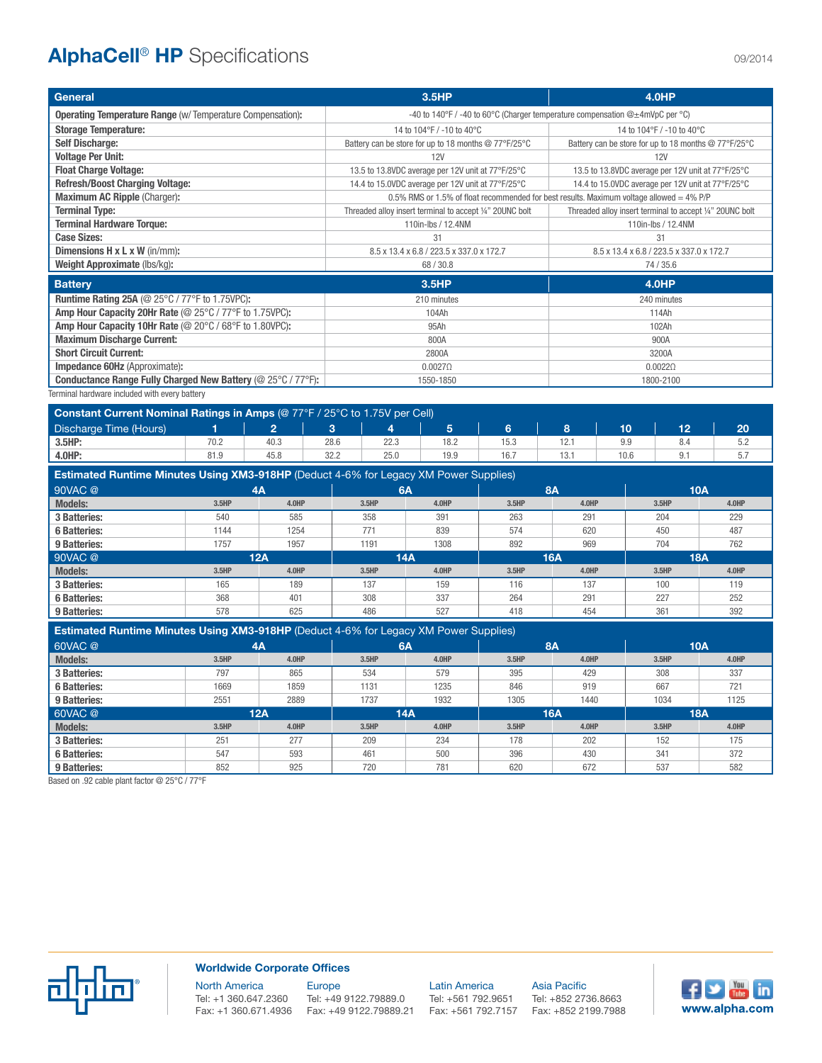# AlphaCell® HP Specifications

09/2014

| General | 3.5HP | 4.0HP |
| --- | --- | --- |
| **Operating Temperature Range** (w/ Temperature Compensation): | -40 to 140°F / -40 to 60°C (Charger temperature compensation @±4mVpC per °C) | |
| **Storage Temperature:** | 14 to 104°F / -10 to 40°C | 14 to 104°F / -10 to 40°C |
| **Self Discharge:** | Battery can be store for up to 18 months @ 77°F/25°C | Battery can be store for up to 18 months @ 77°F/25°C |
| **Voltage Per Unit:** | 12V | 12V |
| **Float Charge Voltage:** | 13.5 to 13.8VDC average per 12V unit at 77°F/25°C | 13.5 to 13.8VDC average per 12V unit at 77°F/25°C |
| **Refresh/Boost Charging Voltage:** | 14.4 to 15.0VDC average per 12V unit at 77°F/25°C | 14.4 to 15.0VDC average per 12V unit at 77°F/25°C |
| **Maximum AC Ripple** (Charger): | 0.5% RMS or 1.5% of float recommended for best results. Maximum voltage allowed = 4% P/P | |
| **Terminal Type:** | Threaded alloy insert terminal to accept ¼" 20UNC bolt | Threaded alloy insert terminal to accept ¼" 20UNC bolt |
| **Terminal Hardware Torque:** | 110in-lbs / 12.4NM | 110in-lbs / 12.4NM |
| **Case Sizes:** | 31 | 31 |
| **Dimensions H x L x W** (in/mm): | 8.5 x 13.4 x 6.8 / 223.5 x 337.0 x 172.7 | 8.5 x 13.4 x 6.8 / 223.5 x 337.0 x 172.7 |
| **Weight Approximate** (lbs/kg): | 68 / 30.8 | 74 / 35.6 |

| Battery | 3.5HP | 4.0HP |
| --- | --- | --- |
| **Runtime Rating 25A** (@ 25°C / 77°F to 1.75VPC): | 210 minutes | 240 minutes |
| **Amp Hour Capacity 20Hr Rate** (@ 25°C / 77°F to 1.75VPC): | 104Ah | 114Ah |
| **Amp Hour Capacity 10Hr Rate** (@ 20°C / 68°F to 1.80VPC): | 95Ah | 102Ah |
| **Maximum Discharge Current:** | 800A | 900A |
| **Short Circuit Current:** | 2800A | 3200A |
| **Impedance 60Hz** (Approximate): | 0.0027Ω | 0.0022Ω |
| **Conductance Range Fully Charged New Battery** (@ 25°C / 77°F): | 1550-1850 | 1800-2100 |

Terminal hardware included with every battery

**Constant Current Nominal Ratings in Amps** (@ 77°F / 25°C to 1.75V per Cell)

| Discharge Time (Hours) | 1 | 2 | 3 | 4 | 5 | 6 | 8 | 10 | 12 | 20 |
| --- | --- | --- | --- | --- | --- | --- | --- | --- | --- | --- |
| **3.5HP:** | 70.2 | 40.3 | 28.6 | 22.3 | 18.2 | 15.3 | 12.1 | 9.9 | 8.4 | 5.2 |
| **4.0HP:** | 81.9 | 45.8 | 32.2 | 25.0 | 19.9 | 16.7 | 13.1 | 10.6 | 9.1 | 5.7 |

**Estimated Runtime Minutes Using XM3-918HP** (Deduct 4-6% for Legacy XM Power Supplies)

| 90VAC @ | 4A | | 6A | | 8A | | 10A | |
| --- | --- | --- | --- | --- | --- | --- | --- | --- |
| **Models:** | 3.5HP | 4.0HP | 3.5HP | 4.0HP | 3.5HP | 4.0HP | 3.5HP | 4.0HP |
| **3 Batteries:** | 540 | 585 | 358 | 391 | 263 | 291 | 204 | 229 |
| **6 Batteries:** | 1144 | 1254 | 771 | 839 | 574 | 620 | 450 | 487 |
| **9 Batteries:** | 1757 | 1957 | 1191 | 1308 | 892 | 969 | 704 | 762 |
| **90VAC @** | **12A** | | **14A** | | **16A** | | **18A** | |
| **Models:** | 3.5HP | 4.0HP | 3.5HP | 4.0HP | 3.5HP | 4.0HP | 3.5HP | 4.0HP |
| **3 Batteries:** | 165 | 189 | 137 | 159 | 116 | 137 | 100 | 119 |
| **6 Batteries:** | 368 | 401 | 308 | 337 | 264 | 291 | 227 | 252 |
| **9 Batteries:** | 578 | 625 | 486 | 527 | 418 | 454 | 361 | 392 |

**Estimated Runtime Minutes Using XM3-918HP** (Deduct 4-6% for Legacy XM Power Supplies)

| 60VAC @ | 4A | | 6A | | 8A | | 10A | |
| --- | --- | --- | --- | --- | --- | --- | --- | --- |
| **Models:** | 3.5HP | 4.0HP | 3.5HP | 4.0HP | 3.5HP | 4.0HP | 3.5HP | 4.0HP |
| **3 Batteries:** | 797 | 865 | 534 | 579 | 395 | 429 | 308 | 337 |
| **6 Batteries:** | 1669 | 1859 | 1131 | 1235 | 846 | 919 | 667 | 721 |
| **9 Batteries:** | 2551 | 2889 | 1737 | 1932 | 1305 | 1440 | 1034 | 1125 |
| **60VAC @** | **12A** | | **14A** | | **16A** | | **18A** | |
| **Models:** | 3.5HP | 4.0HP | 3.5HP | 4.0HP | 3.5HP | 4.0HP | 3.5HP | 4.0HP |
| **3 Batteries:** | 251 | 277 | 209 | 234 | 178 | 202 | 152 | 175 |
| **6 Batteries:** | 547 | 593 | 461 | 500 | 396 | 430 | 341 | 372 |
| **9 Batteries:** | 852 | 925 | 720 | 781 | 620 | 672 | 537 | 582 |

Based on .92 cable plant factor @ 25°C / 77°F

**Worldwide Corporate Offices**

North America
Tel: +1 360.647.2360
Fax: +1 360.671.4936

Europe
Tel: +49 9122.79889.0
Fax: +49 9122.79889.21

Latin America
Tel: +561 792.9651
Fax: +561 792.7157

Asia Pacific
Tel: +852 2736.8663
Fax: +852 2199.7988

www.alpha.com